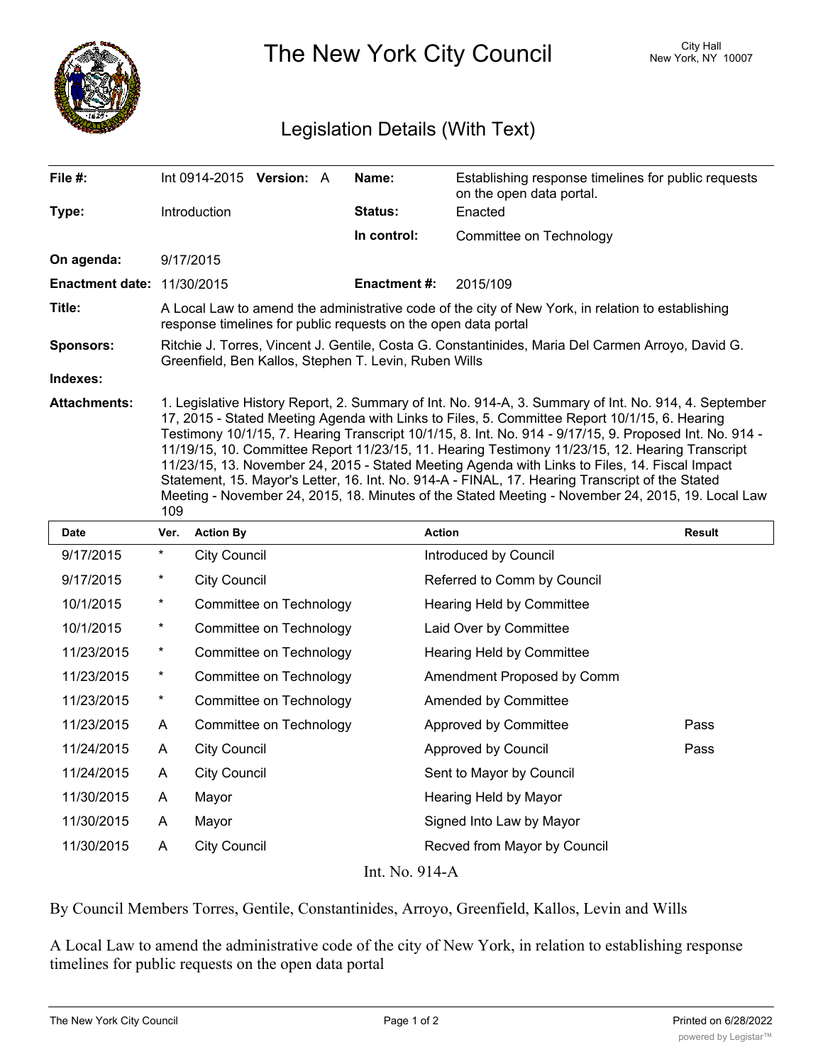# The New York City Council

City Hall
New York, NY 10007

## Legislation Details (With Text)

| | | | |
|---|---|---|---|
| **File #:** | Int 0914-2015 **Version:** A | **Name:** | Establishing response timelines for public requests on the open data portal. |
| **Type:** | Introduction | **Status:** | Enacted |
| | | **In control:** | Committee on Technology |
| **On agenda:** | 9/17/2015 | | |
| **Enactment date:** | 11/30/2015 | **Enactment #:** | 2015/109 |

**Title:** A Local Law to amend the administrative code of the city of New York, in relation to establishing response timelines for public requests on the open data portal

**Sponsors:** Ritchie J. Torres, Vincent J. Gentile, Costa G. Constantinides, Maria Del Carmen Arroyo, David G. Greenfield, Ben Kallos, Stephen T. Levin, Ruben Wills

**Indexes:**

**Attachments:** 1. Legislative History Report, 2. Summary of Int. No. 914-A, 3. Summary of Int. No. 914, 4. September 17, 2015 - Stated Meeting Agenda with Links to Files, 5. Committee Report 10/1/15, 6. Hearing Testimony 10/1/15, 7. Hearing Transcript 10/1/15, 8. Int. No. 914 - 9/17/15, 9. Proposed Int. No. 914 - 11/19/15, 10. Committee Report 11/23/15, 11. Hearing Testimony 11/23/15, 12. Hearing Transcript 11/23/15, 13. November 24, 2015 - Stated Meeting Agenda with Links to Files, 14. Fiscal Impact Statement, 15. Mayor's Letter, 16. Int. No. 914-A - FINAL, 17. Hearing Transcript of the Stated Meeting - November 24, 2015, 18. Minutes of the Stated Meeting - November 24, 2015, 19. Local Law 109

| Date | Ver. | Action By | Action | Result |
|---|---|---|---|---|
| 9/17/2015 | * | City Council | Introduced by Council | |
| 9/17/2015 | * | City Council | Referred to Comm by Council | |
| 10/1/2015 | * | Committee on Technology | Hearing Held by Committee | |
| 10/1/2015 | * | Committee on Technology | Laid Over by Committee | |
| 11/23/2015 | * | Committee on Technology | Hearing Held by Committee | |
| 11/23/2015 | * | Committee on Technology | Amendment Proposed by Comm | |
| 11/23/2015 | * | Committee on Technology | Amended by Committee | |
| 11/23/2015 | A | Committee on Technology | Approved by Committee | Pass |
| 11/24/2015 | A | City Council | Approved by Council | Pass |
| 11/24/2015 | A | City Council | Sent to Mayor by Council | |
| 11/30/2015 | A | Mayor | Hearing Held by Mayor | |
| 11/30/2015 | A | Mayor | Signed Into Law by Mayor | |
| 11/30/2015 | A | City Council | Recved from Mayor by Council | |

Int. No. 914-A

By Council Members Torres, Gentile, Constantinides, Arroyo, Greenfield, Kallos, Levin and Wills

A Local Law to amend the administrative code of the city of New York, in relation to establishing response timelines for public requests on the open data portal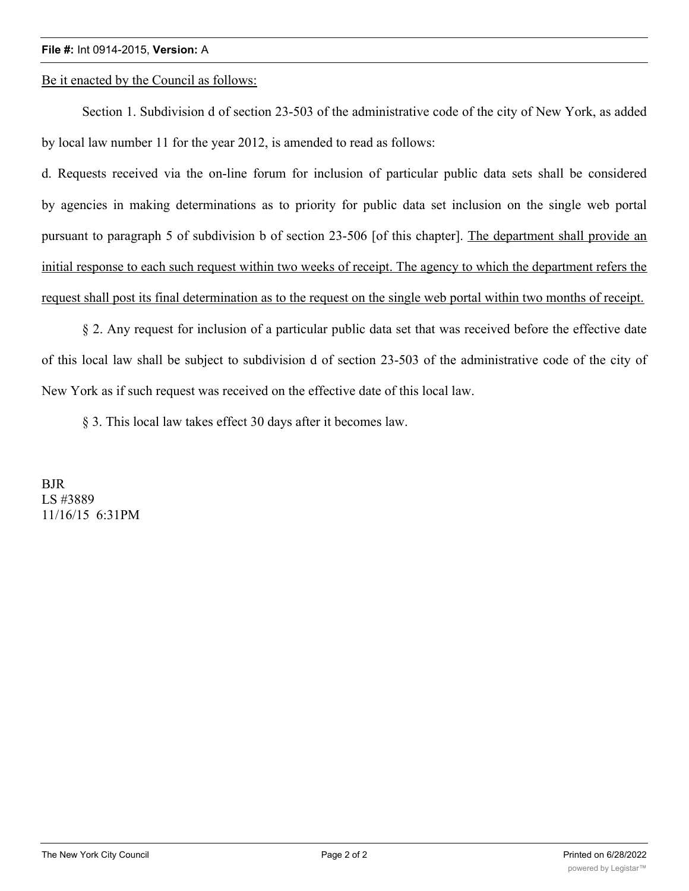Be it enacted by the Council as follows:

Section 1. Subdivision d of section 23-503 of the administrative code of the city of New York, as added by local law number 11 for the year 2012, is amended to read as follows:

d. Requests received via the on-line forum for inclusion of particular public data sets shall be considered by agencies in making determinations as to priority for public data set inclusion on the single web portal pursuant to paragraph 5 of subdivision b of section 23-506 [of this chapter]. The department shall provide an initial response to each such request within two weeks of receipt. The agency to which the department refers the request shall post its final determination as to the request on the single web portal within two months of receipt.

§ 2. Any request for inclusion of a particular public data set that was received before the effective date of this local law shall be subject to subdivision d of section 23-503 of the administrative code of the city of New York as if such request was received on the effective date of this local law.

§ 3. This local law takes effect 30 days after it becomes law.

BJR
LS #3889
11/16/15 6:31PM